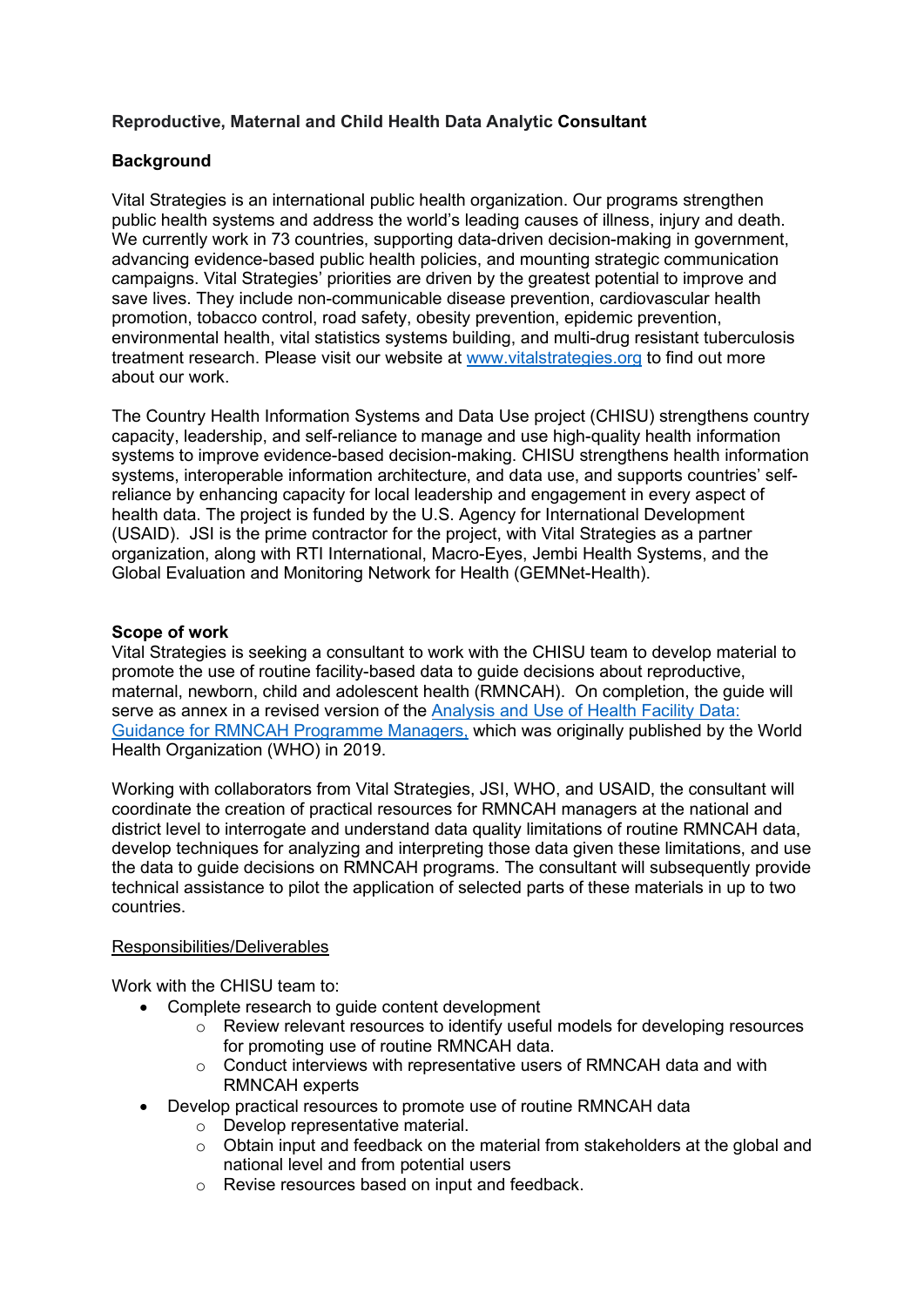**Reproductive, Maternal and Child Health Data Analytic Consultant**

**Background**

Vital Strategies is an international public health organization. Our programs strengthen public health systems and address the world's leading causes of illness, injury and death. We currently work in 73 countries, supporting data-driven decision-making in government, advancing evidence-based public health policies, and mounting strategic communication campaigns. Vital Strategies' priorities are driven by the greatest potential to improve and save lives. They include non-communicable disease prevention, cardiovascular health promotion, tobacco control, road safety, obesity prevention, epidemic prevention, environmental health, vital statistics systems building, and multi-drug resistant tuberculosis treatment research. Please visit our website at [www.vitalstrategies.org](www.vitalstrategies.org) to find out more about our work.

The Country Health Information Systems and Data Use project (CHISU) strengthens country capacity, leadership, and self-reliance to manage and use high-quality health information systems to improve evidence-based decision-making. CHISU strengthens health information systems, interoperable information architecture, and data use, and supports countries' self-reliance by enhancing capacity for local leadership and engagement in every aspect of health data. The project is funded by the U.S. Agency for International Development (USAID). JSI is the prime contractor for the project, with Vital Strategies as a partner organization, along with RTI International, Macro-Eyes, Jembi Health Systems, and the Global Evaluation and Monitoring Network for Health (GEMNet-Health).

**Scope of work**

Vital Strategies is seeking a consultant to work with the CHISU team to develop material to promote the use of routine facility-based data to guide decisions about reproductive, maternal, newborn, child and adolescent health (RMNCAH). On completion, the guide will serve as annex in a revised version of the Analysis and Use of Health Facility Data: Guidance for RMNCAH Programme Managers, which was originally published by the World Health Organization (WHO) in 2019.

Working with collaborators from Vital Strategies, JSI, WHO, and USAID, the consultant will coordinate the creation of practical resources for RMNCAH managers at the national and district level to interrogate and understand data quality limitations of routine RMNCAH data, develop techniques for analyzing and interpreting those data given these limitations, and use the data to guide decisions on RMNCAH programs. The consultant will subsequently provide technical assistance to pilot the application of selected parts of these materials in up to two countries.

Responsibilities/Deliverables

Work with the CHISU team to:

- Complete research to guide content development
  - Review relevant resources to identify useful models for developing resources for promoting use of routine RMNCAH data.
  - Conduct interviews with representative users of RMNCAH data and with RMNCAH experts
- Develop practical resources to promote use of routine RMNCAH data
  - Develop representative material.
  - Obtain input and feedback on the material from stakeholders at the global and national level and from potential users
  - Revise resources based on input and feedback.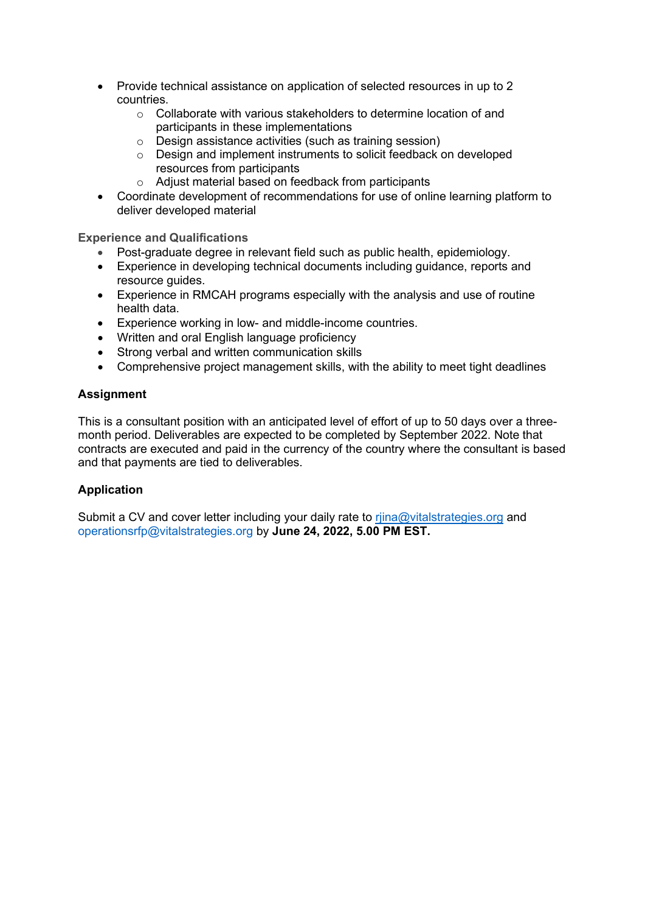- Provide technical assistance on application of selected resources in up to 2 countries.
    - Collaborate with various stakeholders to determine location of and participants in these implementations
    - Design assistance activities (such as training session)
    - Design and implement instruments to solicit feedback on developed resources from participants
    - Adjust material based on feedback from participants
- Coordinate development of recommendations for use of online learning platform to deliver developed material

**Experience and Qualifications**

- Post-graduate degree in relevant field such as public health, epidemiology.
- Experience in developing technical documents including guidance, reports and resource guides.
- Experience in RMCAH programs especially with the analysis and use of routine health data.
- Experience working in low- and middle-income countries.
- Written and oral English language proficiency
- Strong verbal and written communication skills
- Comprehensive project management skills, with the ability to meet tight deadlines

**Assignment**

This is a consultant position with an anticipated level of effort of up to 50 days over a three-month period. Deliverables are expected to be completed by September 2022. Note that contracts are executed and paid in the currency of the country where the consultant is based and that payments are tied to deliverables.

**Application**

Submit a CV and cover letter including your daily rate to rjina@vitalstrategies.org and operationsrfp@vitalstrategies.org by **June 24, 2022, 5.00 PM EST.**